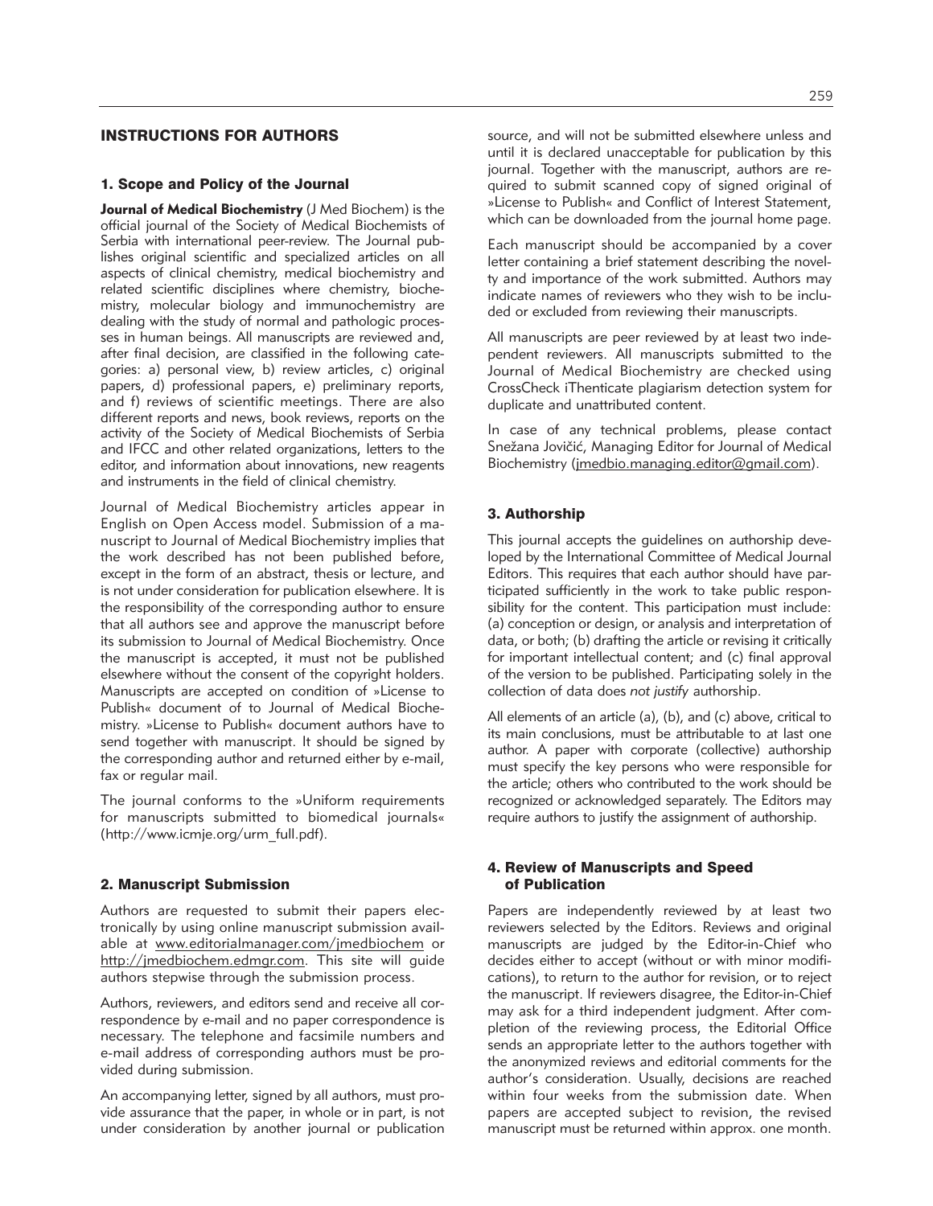# INSTRUCTIONS FOR AUTHORS

## 1. Scope and Policy of the Journal

**Journal of Medical Biochemistry** (J Med Biochem) is the official journal of the Society of Medical Biochemists of Serbia with international peer-review. The Journal publishes original scientific and specialized articles on all aspects of clinical chemistry, medical biochemistry and related scientific disciplines where chemistry, biochemistry, molecular biology and immunochemistry are dealing with the study of normal and pathologic processes in human beings. All manuscripts are reviewed and, after final decision, are classified in the following categories: a) personal view, b) review articles, c) original papers, d) professional papers, e) preliminary reports, and f) reviews of scientific meetings. There are also different reports and news, book reviews, reports on the activity of the Society of Medical Biochemists of Serbia and IFCC and other related organizations, letters to the editor, and information about innovations, new reagents and instruments in the field of clinical chemistry.

Journal of Medical Biochemistry articles appear in English on Open Access model. Submission of a manuscript to Journal of Medical Biochemistry implies that the work described has not been published before, except in the form of an abstract, thesis or lecture, and is not under consideration for publication elsewhere. It is the responsibility of the corresponding author to ensure that all authors see and approve the manuscript before its submission to Journal of Medical Biochemistry. Once the manuscript is accepted, it must not be published elsewhere without the consent of the copyright holders. Manuscripts are accepted on condition of »License to Publish« document of to Journal of Medical Biochemistry. »License to Publish« document authors have to send together with manuscript. It should be signed by the corresponding author and returned either by e-mail, fax or regular mail.

The journal conforms to the »Uniform requirements for manuscripts submitted to biomedical journals« (http://www.icmje.org/urm_full.pdf).

## 2. Manuscript Submission

Authors are requested to submit their papers electronically by using online manuscript submission available at www.editorialmanager.com/jmedbiochem or http://jmedbiochem.edmgr.com. This site will guide authors stepwise through the submission process.

Authors, reviewers, and editors send and receive all correspondence by e-mail and no paper correspondence is necessary. The telephone and facsimile numbers and e-mail address of corresponding authors must be provided during submission.

An accompanying letter, signed by all authors, must provide assurance that the paper, in whole or in part, is not under consideration by another journal or publication source, and will not be submitted elsewhere unless and until it is declared unacceptable for publication by this journal. Together with the manuscript, authors are required to submit scanned copy of signed original of »License to Publish« and Conflict of Interest Statement, which can be downloaded from the journal home page.

Each manuscript should be accompanied by a cover letter containing a brief statement describing the novelty and importance of the work submitted. Authors may indicate names of reviewers who they wish to be included or excluded from reviewing their manuscripts.

All manuscripts are peer reviewed by at least two independent reviewers. All manuscripts submitted to the Journal of Medical Biochemistry are checked using CrossCheck iThenticate plagiarism detection system for duplicate and unattributed content.

In case of any technical problems, please contact Snežana Jovičić, Managing Editor for Journal of Medical Biochemistry (jmedbio.managing.editor@gmail.com).

## 3. Authorship

This journal accepts the guidelines on authorship developed by the International Committee of Medical Journal Editors. This requires that each author should have participated sufficiently in the work to take public responsibility for the content. This participation must include: (a) conception or design, or analysis and interpretation of data, or both; (b) drafting the article or revising it critically for important intellectual content; and (c) final approval of the version to be published. Participating solely in the collection of data does *not justify* authorship.

All elements of an article (a), (b), and (c) above, critical to its main conclusions, must be attributable to at last one author. A paper with corporate (collective) authorship must specify the key persons who were responsible for the article; others who contributed to the work should be recognized or acknowledged separately. The Editors may require authors to justify the assignment of authorship.

## 4. Review of Manuscripts and Speed of Publication

Papers are independently reviewed by at least two reviewers selected by the Editors. Reviews and original manuscripts are judged by the Editor-in-Chief who decides either to accept (without or with minor modifications), to return to the author for revision, or to reject the manuscript. If reviewers disagree, the Editor-in-Chief may ask for a third independent judgment. After completion of the reviewing process, the Editorial Office sends an appropriate letter to the authors together with the anonymized reviews and editorial comments for the author's consideration. Usually, decisions are reached within four weeks from the submission date. When papers are accepted subject to revision, the revised manuscript must be returned within approx. one month.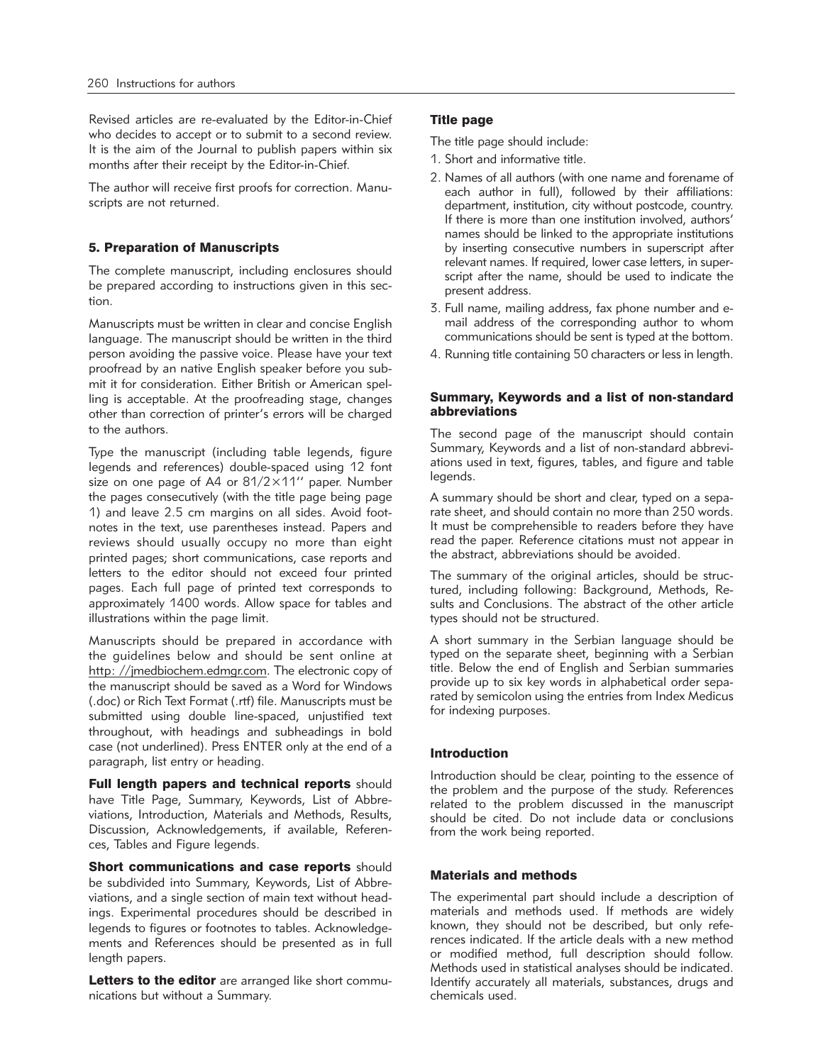Revised articles are re-evaluated by the Editor-in-Chief who decides to accept or to submit to a second review. It is the aim of the Journal to publish papers within six months after their receipt by the Editor-in-Chief.

The author will receive first proofs for correction. Manuscripts are not returned.

### 5. Preparation of Manuscripts

The complete manuscript, including enclosures should be prepared according to instructions given in this section.

Manuscripts must be written in clear and concise English language. The manuscript should be written in the third person avoiding the passive voice. Please have your text proofread by an native English speaker before you submit it for consideration. Either British or American spelling is acceptable. At the proofreading stage, changes other than correction of printer's errors will be charged to the authors.

Type the manuscript (including table legends, figure legends and references) double-spaced using 12 font size on one page of A4 or 81/2×11'' paper. Number the pages consecutively (with the title page being page 1) and leave 2.5 cm margins on all sides. Avoid footnotes in the text, use parentheses instead. Papers and reviews should usually occupy no more than eight printed pages; short communications, case reports and letters to the editor should not exceed four printed pages. Each full page of printed text corresponds to approximately 1400 words. Allow space for tables and illustrations within the page limit.

Manuscripts should be prepared in accordance with the guidelines below and should be sent online at http: //jmedbiochem.edmgr.com. The electronic copy of the manuscript should be saved as a Word for Windows (.doc) or Rich Text Format (.rtf) file. Manuscripts must be submitted using double line-spaced, unjustified text throughout, with headings and subheadings in bold case (not underlined). Press ENTER only at the end of a paragraph, list entry or heading.

**Full length papers and technical reports** should have Title Page, Summary, Keywords, List of Abbreviations, Introduction, Materials and Methods, Results, Discussion, Acknowledgements, if available, References, Tables and Figure legends.

**Short communications and case reports** should be subdivided into Summary, Keywords, List of Abbreviations, and a single section of main text without headings. Experimental procedures should be described in legends to figures or footnotes to tables. Acknowledgements and References should be presented as in full length papers.

**Letters to the editor** are arranged like short communications but without a Summary.

### Title page

The title page should include:

1. Short and informative title.
2. Names of all authors (with one name and forename of each author in full), followed by their affiliations: department, institution, city without postcode, country. If there is more than one institution involved, authors' names should be linked to the appropriate institutions by inserting consecutive numbers in superscript after relevant names. If required, lower case letters, in superscript after the name, should be used to indicate the present address.
3. Full name, mailing address, fax phone number and e-mail address of the corresponding author to whom communications should be sent is typed at the bottom.
4. Running title containing 50 characters or less in length.

### Summary, Keywords and a list of non-standard abbreviations

The second page of the manuscript should contain Summary, Keywords and a list of non-standard abbreviations used in text, figures, tables, and figure and table legends.

A summary should be short and clear, typed on a separate sheet, and should contain no more than 250 words. It must be comprehensible to readers before they have read the paper. Reference citations must not appear in the abstract, abbreviations should be avoided.

The summary of the original articles, should be structured, including following: Background, Methods, Results and Conclusions. The abstract of the other article types should not be structured.

A short summary in the Serbian language should be typed on the separate sheet, beginning with a Serbian title. Below the end of English and Serbian summaries provide up to six key words in alphabetical order separated by semicolon using the entries from Index Medicus for indexing purposes.

### Introduction

Introduction should be clear, pointing to the essence of the problem and the purpose of the study. References related to the problem discussed in the manuscript should be cited. Do not include data or conclusions from the work being reported.

### Materials and methods

The experimental part should include a description of materials and methods used. If methods are widely known, they should not be described, but only references indicated. If the article deals with a new method or modified method, full description should follow. Methods used in statistical analyses should be indicated. Identify accurately all materials, substances, drugs and chemicals used.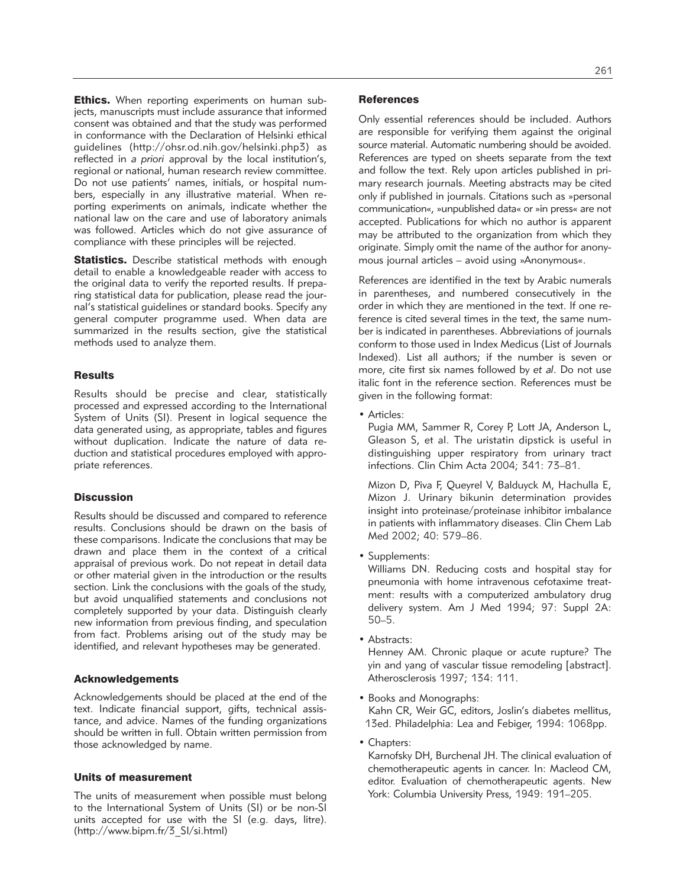**Ethics.** When reporting experiments on human subjects, manuscripts must include assurance that informed consent was obtained and that the study was performed in conformance with the Declaration of Helsinki ethical guidelines (http://ohsr.od.nih.gov/helsinki.php3) as reflected in *a priori* approval by the local institution's, regional or national, human research review committee. Do not use patients' names, initials, or hospital numbers, especially in any illustrative material. When reporting experiments on animals, indicate whether the national law on the care and use of laboratory animals was followed. Articles which do not give assurance of compliance with these principles will be rejected.

**Statistics.** Describe statistical methods with enough detail to enable a knowledgeable reader with access to the original data to verify the reported results. If preparing statistical data for publication, please read the journal's statistical guidelines or standard books. Specify any general computer programme used. When data are summarized in the results section, give the statistical methods used to analyze them.

## Results

Results should be precise and clear, statistically processed and expressed according to the International System of Units (SI). Present in logical sequence the data generated using, as appropriate, tables and figures without duplication. Indicate the nature of data reduction and statistical procedures employed with appropriate references.

## Discussion

Results should be discussed and compared to reference results. Conclusions should be drawn on the basis of these comparisons. Indicate the conclusions that may be drawn and place them in the context of a critical appraisal of previous work. Do not repeat in detail data or other material given in the introduction or the results section. Link the conclusions with the goals of the study, but avoid unqualified statements and conclusions not completely supported by your data. Distinguish clearly new information from previous finding, and speculation from fact. Problems arising out of the study may be identified, and relevant hypotheses may be generated.

## Acknowledgements

Acknowledgements should be placed at the end of the text. Indicate financial support, gifts, technical assistance, and advice. Names of the funding organizations should be written in full. Obtain written permission from those acknowledged by name.

## Units of measurement

The units of measurement when possible must belong to the International System of Units (SI) or be non-SI units accepted for use with the SI (e.g. days, litre). (http://www.bipm.fr/3_SI/si.html)

## References

Only essential references should be included. Authors are responsible for verifying them against the original source material. Automatic numbering should be avoided. References are typed on sheets separate from the text and follow the text. Rely upon articles published in primary research journals. Meeting abstracts may be cited only if published in journals. Citations such as »personal communication«, »unpublished data« or »in press« are not accepted. Publications for which no author is apparent may be attributed to the organization from which they originate. Simply omit the name of the author for anonymous journal articles – avoid using »Anonymous«.

References are identified in the text by Arabic numerals in parentheses, and numbered consecutively in the order in which they are mentioned in the text. If one reference is cited several times in the text, the same number is indicated in parentheses. Abbreviations of journals conform to those used in Index Medicus (List of Journals Indexed). List all authors; if the number is seven or more, cite first six names followed by *et al*. Do not use italic font in the reference section. References must be given in the following format:

- Articles:
  Pugia MM, Sammer R, Corey P, Lott JA, Anderson L, Gleason S, et al. The uristatin dipstick is useful in distinguishing upper respiratory from urinary tract infections. Clin Chim Acta 2004; 341: 73–81.

  Mizon D, Piva F, Queyrel V, Balduyck M, Hachulla E, Mizon J. Urinary bikunin determination provides insight into proteinase/proteinase inhibitor imbalance in patients with inflammatory diseases. Clin Chem Lab Med 2002; 40: 579–86.

- Supplements:
  Williams DN. Reducing costs and hospital stay for pneumonia with home intravenous cefotaxime treatment: results with a computerized ambulatory drug delivery system. Am J Med 1994; 97: Suppl 2A: 50–5.

- Abstracts:
  Henney AM. Chronic plaque or acute rupture? The yin and yang of vascular tissue remodeling [abstract]. Atherosclerosis 1997; 134: 111.

- Books and Monographs:
  Kahn CR, Weir GC, editors, Joslin's diabetes mellitus, 13ed. Philadelphia: Lea and Febiger, 1994: 1068pp.

- Chapters:
  Karnofsky DH, Burchenal JH. The clinical evaluation of chemotherapeutic agents in cancer. In: Macleod CM, editor. Evaluation of chemotherapeutic agents. New York: Columbia University Press, 1949: 191–205.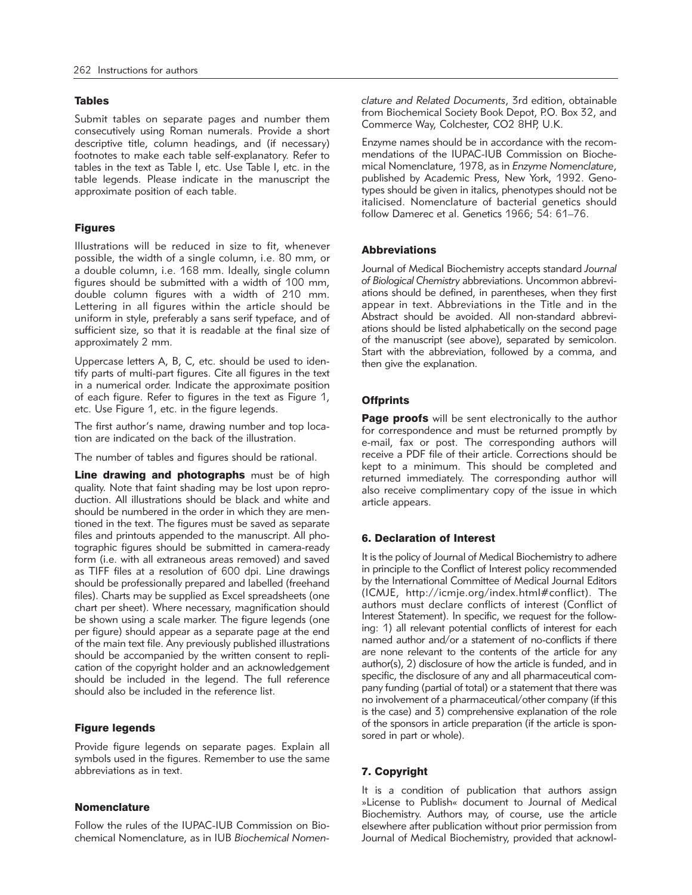### Tables

Submit tables on separate pages and number them consecutively using Roman numerals. Provide a short descriptive title, column headings, and (if necessary) footnotes to make each table self-explanatory. Refer to tables in the text as Table I, etc. Use Table I, etc. in the table legends. Please indicate in the manuscript the approximate position of each table.

### Figures

Illustrations will be reduced in size to fit, whenever possible, the width of a single column, i.e. 80 mm, or a double column, i.e. 168 mm. Ideally, single column figures should be submitted with a width of 100 mm, double column figures with a width of 210 mm. Lettering in all figures within the article should be uniform in style, preferably a sans serif typeface, and of sufficient size, so that it is readable at the final size of approximately 2 mm.

Uppercase letters A, B, C, etc. should be used to identify parts of multi-part figures. Cite all figures in the text in a numerical order. Indicate the approximate position of each figure. Refer to figures in the text as Figure 1, etc. Use Figure 1, etc. in the figure legends.

The first author's name, drawing number and top location are indicated on the back of the illustration.

The number of tables and figures should be rational.

**Line drawing and photographs** must be of high quality. Note that faint shading may be lost upon reproduction. All illustrations should be black and white and should be numbered in the order in which they are mentioned in the text. The figures must be saved as separate files and printouts appended to the manuscript. All photographic figures should be submitted in camera-ready form (i.e. with all extraneous areas removed) and saved as TIFF files at a resolution of 600 dpi. Line drawings should be professionally prepared and labelled (freehand files). Charts may be supplied as Excel spreadsheets (one chart per sheet). Where necessary, magnification should be shown using a scale marker. The figure legends (one per figure) should appear as a separate page at the end of the main text file. Any previously published illustrations should be accompanied by the written consent to replication of the copyright holder and an acknowledgement should be included in the legend. The full reference should also be included in the reference list.

### Figure legends

Provide figure legends on separate pages. Explain all symbols used in the figures. Remember to use the same abbreviations as in text.

### Nomenclature

Follow the rules of the IUPAC-IUB Commission on Biochemical Nomenclature, as in IUB *Biochemical Nomenclature and Related Documents*, 3rd edition, obtainable from Biochemical Society Book Depot, P.O. Box 32, and Commerce Way, Colchester, CO2 8HP, U.K.

Enzyme names should be in accordance with the recommendations of the IUPAC-IUB Commission on Biochemical Nomenclature, 1978, as in *Enzyme Nomenclature*, published by Academic Press, New York, 1992. Genotypes should be given in italics, phenotypes should not be italicised. Nomenclature of bacterial genetics should follow Damerec et al. Genetics 1966; 54: 61–76.

### Abbreviations

Journal of Medical Biochemistry accepts standard *Journal of Biological Chemistry* abbreviations. Uncommon abbreviations should be defined, in parentheses, when they first appear in text. Abbreviations in the Title and in the Abstract should be avoided. All non-standard abbreviations should be listed alphabetically on the second page of the manuscript (see above), separated by semicolon. Start with the abbreviation, followed by a comma, and then give the explanation.

### Offprints

**Page proofs** will be sent electronically to the author for correspondence and must be returned promptly by e-mail, fax or post. The corresponding authors will receive a PDF file of their article. Corrections should be kept to a minimum. This should be completed and returned immediately. The corresponding author will also receive complimentary copy of the issue in which article appears.

## 6. Declaration of Interest

It is the policy of Journal of Medical Biochemistry to adhere in principle to the Conflict of Interest policy recommended by the International Committee of Medical Journal Editors (ICMJE, http://icmje.org/index.html#conflict). The authors must declare conflicts of interest (Conflict of Interest Statement). In specific, we request for the following: 1) all relevant potential conflicts of interest for each named author and/or a statement of no-conflicts if there are none relevant to the contents of the article for any author(s), 2) disclosure of how the article is funded, and in specific, the disclosure of any and all pharmaceutical company funding (partial of total) or a statement that there was no involvement of a pharmaceutical/other company (if this is the case) and 3) comprehensive explanation of the role of the sponsors in article preparation (if the article is sponsored in part or whole).

## 7. Copyright

It is a condition of publication that authors assign »License to Publish« document to Journal of Medical Biochemistry. Authors may, of course, use the article elsewhere after publication without prior permission from Journal of Medical Biochemistry, provided that acknowl-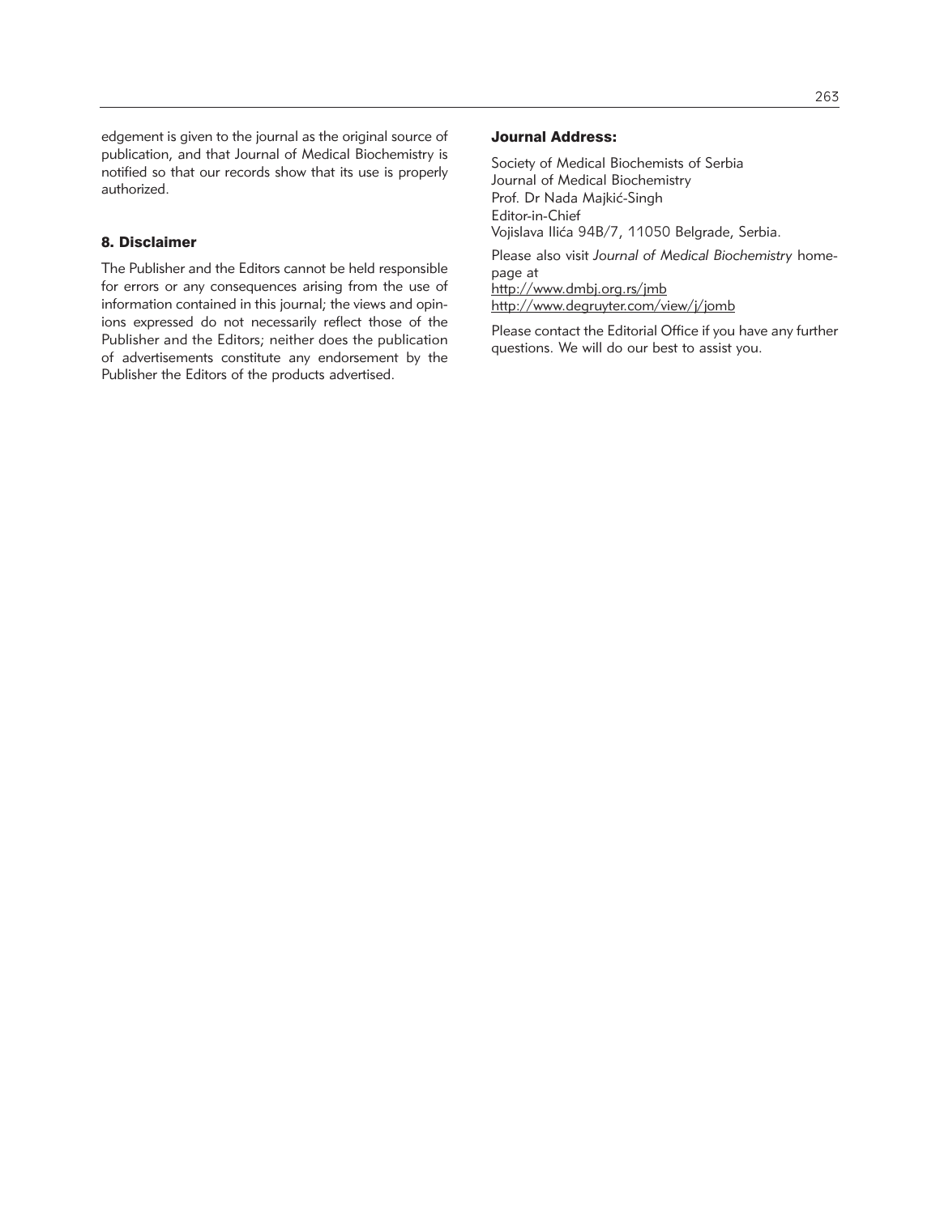edgement is given to the journal as the original source of publication, and that Journal of Medical Biochemistry is notified so that our records show that its use is properly authorized.

## 8. Disclaimer

The Publisher and the Editors cannot be held responsible for errors or any consequences arising from the use of information contained in this journal; the views and opinions expressed do not necessarily reflect those of the Publisher and the Editors; neither does the publication of advertisements constitute any endorsement by the Publisher the Editors of the products advertised.

## Journal Address:

Society of Medical Biochemists of Serbia
Journal of Medical Biochemistry
Prof. Dr Nada Majkić-Singh
Editor-in-Chief
Vojislava Ilića 94B/7, 11050 Belgrade, Serbia.

Please also visit *Journal of Medical Biochemistry* homepage at
http://www.dmbj.org.rs/jmb
http://www.degruyter.com/view/j/jomb

Please contact the Editorial Office if you have any further questions. We will do our best to assist you.